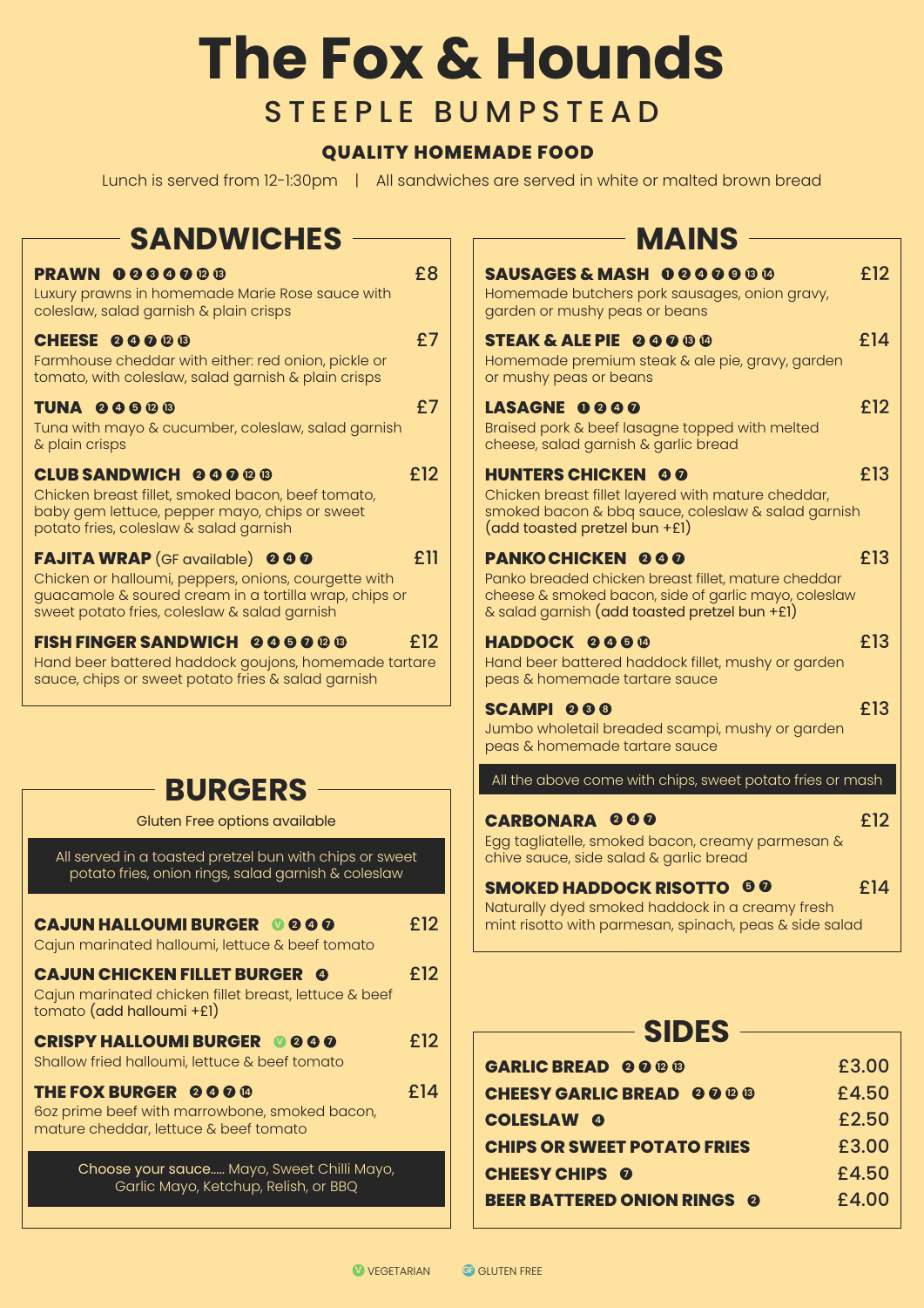# The Fox & Hounds

## STEEPLE BUMPSTEAD

### QUALITY HOMEMADE FOOD

Lunch is served from 12-1:30pm | All sandwiches are served in white or malted brown bread

## SANDWICHES

**PRAWN** ❶❷❸❹❼⓬⓭ — £8
Luxury prawns in homemade Marie Rose sauce with coleslaw, salad garnish & plain crisps

**CHEESE** ❷❹❼⓬⓭ — £7
Farmhouse cheddar with either: red onion, pickle or tomato, with coleslaw, salad garnish & plain crisps

**TUNA** ❷❹❺⓬⓭ — £7
Tuna with mayo & cucumber, coleslaw, salad garnish & plain crisps

**CLUB SANDWICH** ❷❹❼⓬⓭ — £12
Chicken breast fillet, smoked bacon, beef tomato, baby gem lettuce, pepper mayo, chips or sweet potato fries, coleslaw & salad garnish

**FAJITA WRAP** (GF available) ❷❹❼ — £11
Chicken or halloumi, peppers, onions, courgette with guacamole & soured cream in a tortilla wrap, chips or sweet potato fries, coleslaw & salad garnish

**FISH FINGER SANDWICH** ❷❹❺❼⓬⓭ — £12
Hand beer battered haddock goujons, homemade tartare sauce, chips or sweet potato fries & salad garnish

## BURGERS

Gluten Free options available

All served in a toasted pretzel bun with chips or sweet potato fries, onion rings, salad garnish & coleslaw

**CAJUN HALLOUMI BURGER** (V) ❷❹❼ — £12
Cajun marinated halloumi, lettuce & beef tomato

**CAJUN CHICKEN FILLET BURGER** ❹ — £12
Cajun marinated chicken fillet breast, lettuce & beef tomato (add halloumi +£1)

**CRISPY HALLOUMI BURGER** (V) ❷❹❼ — £12
Shallow fried halloumi, lettuce & beef tomato

**THE FOX BURGER** ❷❹❼⓮ — £14
6oz prime beef with marrowbone, smoked bacon, mature cheddar, lettuce & beef tomato

Choose your sauce..... Mayo, Sweet Chilli Mayo, Garlic Mayo, Ketchup, Relish, or BBQ

## MAINS

**SAUSAGES & MASH** ❶❷❹❼❾⓭⓮ — £12
Homemade butchers pork sausages, onion gravy, garden or mushy peas or beans

**STEAK & ALE PIE** ❷❹❼⓭⓮ — £14
Homemade premium steak & ale pie, gravy, garden or mushy peas or beans

**LASAGNE** ❶❷❹❼ — £12
Braised pork & beef lasagne topped with melted cheese, salad garnish & garlic bread

**HUNTERS CHICKEN** ❹❼ — £13
Chicken breast fillet layered with mature cheddar, smoked bacon & bbq sauce, coleslaw & salad garnish (add toasted pretzel bun +£1)

**PANKO CHICKEN** ❷❹❼ — £13
Panko breaded chicken breast fillet, mature cheddar cheese & smoked bacon, side of garlic mayo, coleslaw & salad garnish (add toasted pretzel bun +£1)

**HADDOCK** ❷❹❺⓮ — £13
Hand beer battered haddock fillet, mushy or garden peas & homemade tartare sauce

**SCAMPI** ❷❸❽ — £13
Jumbo wholetail breaded scampi, mushy or garden peas & homemade tartare sauce

All the above come with chips, sweet potato fries or mash

**CARBONARA** ❷❹❼ — £12
Egg tagliatelle, smoked bacon, creamy parmesan & chive sauce, side salad & garlic bread

**SMOKED HADDOCK RISOTTO** ❺❼ — £14
Naturally dyed smoked haddock in a creamy fresh mint risotto with parmesan, spinach, peas & side salad

## SIDES

| Item | Price |
|---|---|
| **GARLIC BREAD** ❷❼⓬⓭ | £3.00 |
| **CHEESY GARLIC BREAD** ❷❼⓬⓭ | £4.50 |
| **COLESLAW** ❹ | £2.50 |
| **CHIPS OR SWEET POTATO FRIES** | £3.00 |
| **CHEESY CHIPS** ❼ | £4.50 |
| **BEER BATTERED ONION RINGS** ❷ | £4.00 |

(V) VEGETARIAN (GF) GLUTEN FREE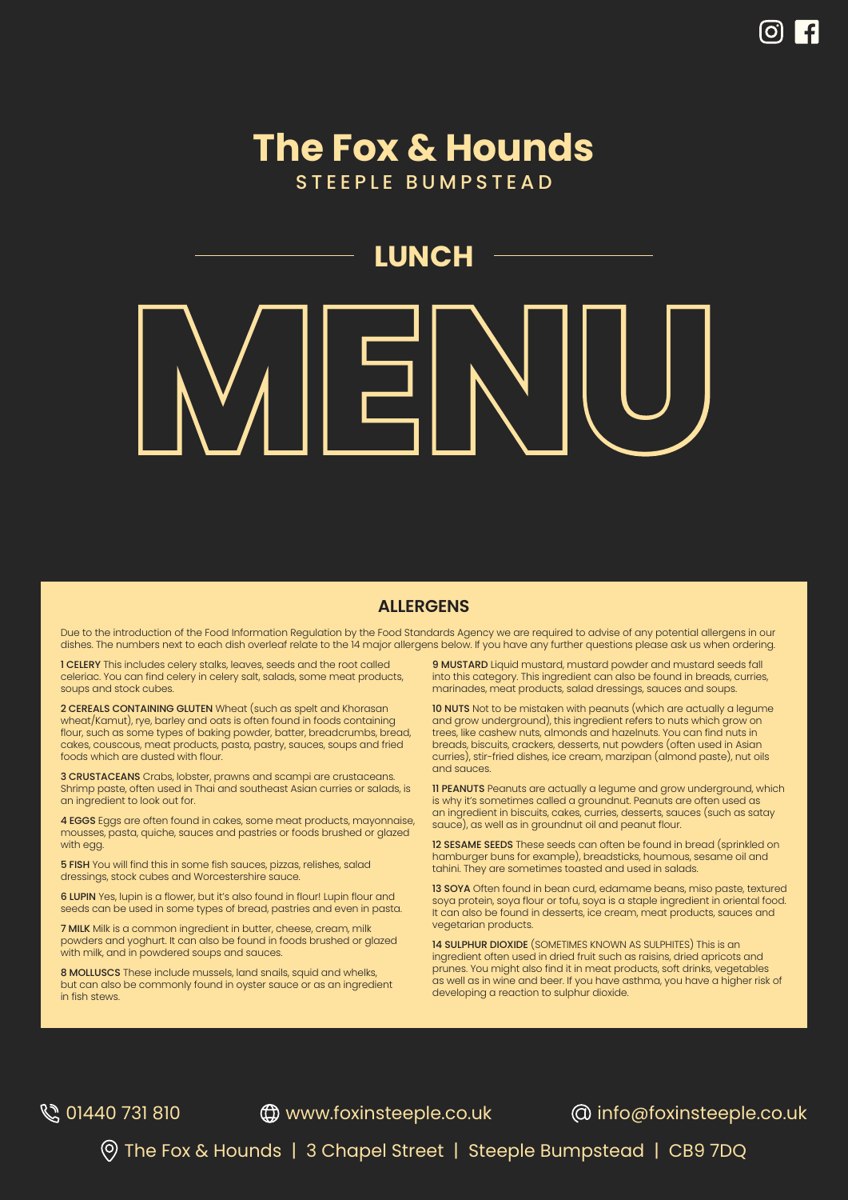# The Fox & Hounds

STEEPLE BUMPSTEAD

## LUNCH

# MENU

## ALLERGENS

Due to the introduction of the Food Information Regulation by the Food Standards Agency we are required to advise of any potential allergens in our dishes. The numbers next to each dish overleaf relate to the 14 major allergens below. If you have any further questions please ask us when ordering.

**1 CELERY** This includes celery stalks, leaves, seeds and the root called celeriac. You can find celery in celery salt, salads, some meat products, soups and stock cubes.

**2 CEREALS CONTAINING GLUTEN** Wheat (such as spelt and Khorasan wheat/Kamut), rye, barley and oats is often found in foods containing flour, such as some types of baking powder, batter, breadcrumbs, bread, cakes, couscous, meat products, pasta, pastry, sauces, soups and fried foods which are dusted with flour.

**3 CRUSTACEANS** Crabs, lobster, prawns and scampi are crustaceans. Shrimp paste, often used in Thai and southeast Asian curries or salads, is an ingredient to look out for.

**4 EGGS** Eggs are often found in cakes, some meat products, mayonnaise, mousses, pasta, quiche, sauces and pastries or foods brushed or glazed with egg.

**5 FISH** You will find this in some fish sauces, pizzas, relishes, salad dressings, stock cubes and Worcestershire sauce.

**6 LUPIN** Yes, lupin is a flower, but it's also found in flour! Lupin flour and seeds can be used in some types of bread, pastries and even in pasta.

**7 MILK** Milk is a common ingredient in butter, cheese, cream, milk powders and yoghurt. It can also be found in foods brushed or glazed with milk, and in powdered soups and sauces.

**8 MOLLUSCS** These include mussels, land snails, squid and whelks, but can also be commonly found in oyster sauce or as an ingredient in fish stews.

**9 MUSTARD** Liquid mustard, mustard powder and mustard seeds fall into this category. This ingredient can also be found in breads, curries, marinades, meat products, salad dressings, sauces and soups.

**10 NUTS** Not to be mistaken with peanuts (which are actually a legume and grow underground), this ingredient refers to nuts which grow on trees, like cashew nuts, almonds and hazelnuts. You can find nuts in breads, biscuits, crackers, desserts, nut powders (often used in Asian curries), stir-fried dishes, ice cream, marzipan (almond paste), nut oils and sauces.

**11 PEANUTS** Peanuts are actually a legume and grow underground, which is why it's sometimes called a groundnut. Peanuts are often used as an ingredient in biscuits, cakes, curries, desserts, sauces (such as satay sauce), as well as in groundnut oil and peanut flour.

**12 SESAME SEEDS** These seeds can often be found in bread (sprinkled on hamburger buns for example), breadsticks, houmous, sesame oil and tahini. They are sometimes toasted and used in salads.

**13 SOYA** Often found in bean curd, edamame beans, miso paste, textured soya protein, soya flour or tofu, soya is a staple ingredient in oriental food. It can also be found in desserts, ice cream, meat products, sauces and vegetarian products.

**14 SULPHUR DIOXIDE** (SOMETIMES KNOWN AS SULPHITES) This is an ingredient often used in dried fruit such as raisins, dried apricots and prunes. You might also find it in meat products, soft drinks, vegetables as well as in wine and beer. If you have asthma, you have a higher risk of developing a reaction to sulphur dioxide.

01440 731 810 | www.foxinsteeple.co.uk | info@foxinsteeple.co.uk

The Fox & Hounds | 3 Chapel Street | Steeple Bumpstead | CB9 7DQ